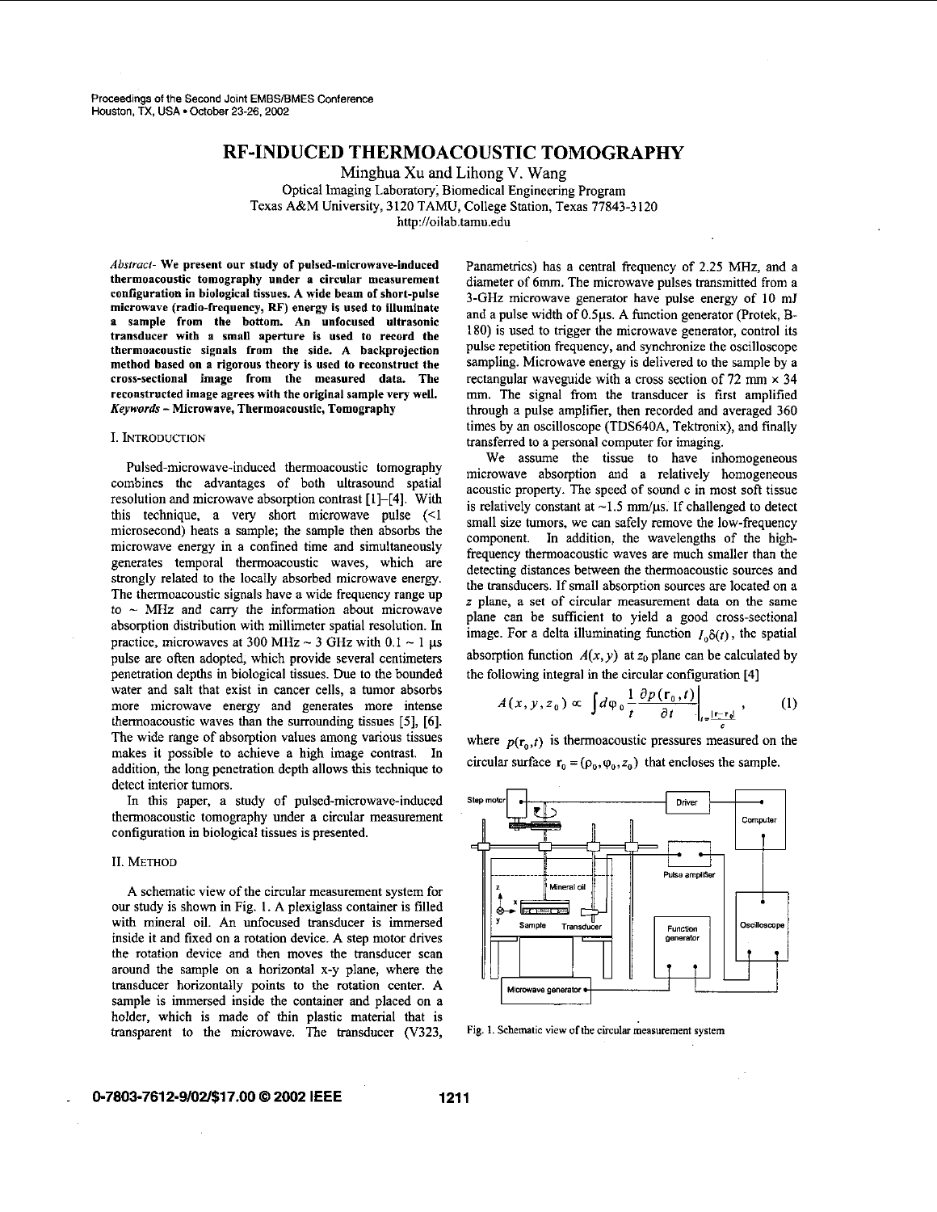# RF-INDUCED THERMOACOUSTIC TOMOGRAPHY

Minghua Xu and Lihong V. Wang

Optical Imaging Laboratory, Biomedical Engineering Program
Texas A&M University, 3120 TAMU, College Station, Texas 77843-3120
http://oilab.tamu.edu

*Abstract*- **We present our study of pulsed-microwave-induced thermoacoustic tomography under a circular measurement configuration in biological tissues. A wide beam of short-pulse microwave (radio-frequency, RF) energy is used to illuminate a sample from the bottom. An unfocused ultrasonic transducer with a small aperture is used to record the thermoacoustic signals from the side. A backprojection method based on a rigorous theory is used to reconstruct the cross-sectional image from the measured data. The reconstructed image agrees with the original sample very well.**

*Keywords* – **Microwave, Thermoacoustic, Tomography**

## I. INTRODUCTION

Pulsed-microwave-induced thermoacoustic tomography combines the advantages of both ultrasound spatial resolution and microwave absorption contrast [1]–[4]. With this technique, a very short microwave pulse (<1 microsecond) heats a sample; the sample then absorbs the microwave energy in a confined time and simultaneously generates temporal thermoacoustic waves, which are strongly related to the locally absorbed microwave energy. The thermoacoustic signals have a wide frequency range up to ~ MHz and carry the information about microwave absorption distribution with millimeter spatial resolution. In practice, microwaves at 300 MHz ~ 3 GHz with 0.1 ~ 1 μs pulse are often adopted, which provide several centimeters penetration depths in biological tissues. Due to the bounded water and salt that exist in cancer cells, a tumor absorbs more microwave energy and generates more intense thermoacoustic waves than the surrounding tissues [5], [6]. The wide range of absorption values among various tissues makes it possible to achieve a high image contrast. In addition, the long penetration depth allows this technique to detect interior tumors.

In this paper, a study of pulsed-microwave-induced thermoacoustic tomography under a circular measurement configuration in biological tissues is presented.

## II. METHOD

A schematic view of the circular measurement system for our study is shown in Fig. 1. A plexiglass container is filled with mineral oil. An unfocused transducer is immersed inside it and fixed on a rotation device. A step motor drives the rotation device and then moves the transducer scan around the sample on a horizontal x-y plane, where the transducer horizontally points to the rotation center. A sample is immersed inside the container and placed on a holder, which is made of thin plastic material that is transparent to the microwave. The transducer (V323, Panametrics) has a central frequency of 2.25 MHz, and a diameter of 6mm. The microwave pulses transmitted from a 3-GHz microwave generator have pulse energy of 10 mJ and a pulse width of 0.5μs. A function generator (Protek, B-180) is used to trigger the microwave generator, control its pulse repetition frequency, and synchronize the oscilloscope sampling. Microwave energy is delivered to the sample by a rectangular waveguide with a cross section of 72 mm × 34 mm. The signal from the transducer is first amplified through a pulse amplifier, then recorded and averaged 360 times by an oscilloscope (TDS640A, Tektronix), and finally transferred to a personal computer for imaging.

We assume the tissue to have inhomogeneous microwave absorption and a relatively homogeneous acoustic property. The speed of sound c in most soft tissue is relatively constant at ~1.5 mm/μs. If challenged to detect small size tumors, we can safely remove the low-frequency component. In addition, the wavelengths of the high-frequency thermoacoustic waves are much smaller than the detecting distances between the thermoacoustic sources and the transducers. If small absorption sources are located on a $z$ plane, a set of circular measurement data on the same plane can be sufficient to yield a good cross-sectional image. For a delta illuminating function $I_0\delta(t)$, the spatial absorption function $A(x, y)$ at $z_0$ plane can be calculated by the following integral in the circular configuration [4]

$$A(x, y, z_0) \propto \int d\varphi_0 \frac{1}{t} \frac{\partial p(\mathbf{r}_0, t)}{\partial t}\bigg|_{t=\frac{|\mathbf{r}-\mathbf{r}_0|}{c}}, \qquad (1)$$

where $p(\mathbf{r}_0, t)$ is thermoacoustic pressures measured on the circular surface $\mathbf{r}_0 = (\rho_0, \varphi_0, z_0)$ that encloses the sample.

Fig. 1. Schematic view of the circular measurement system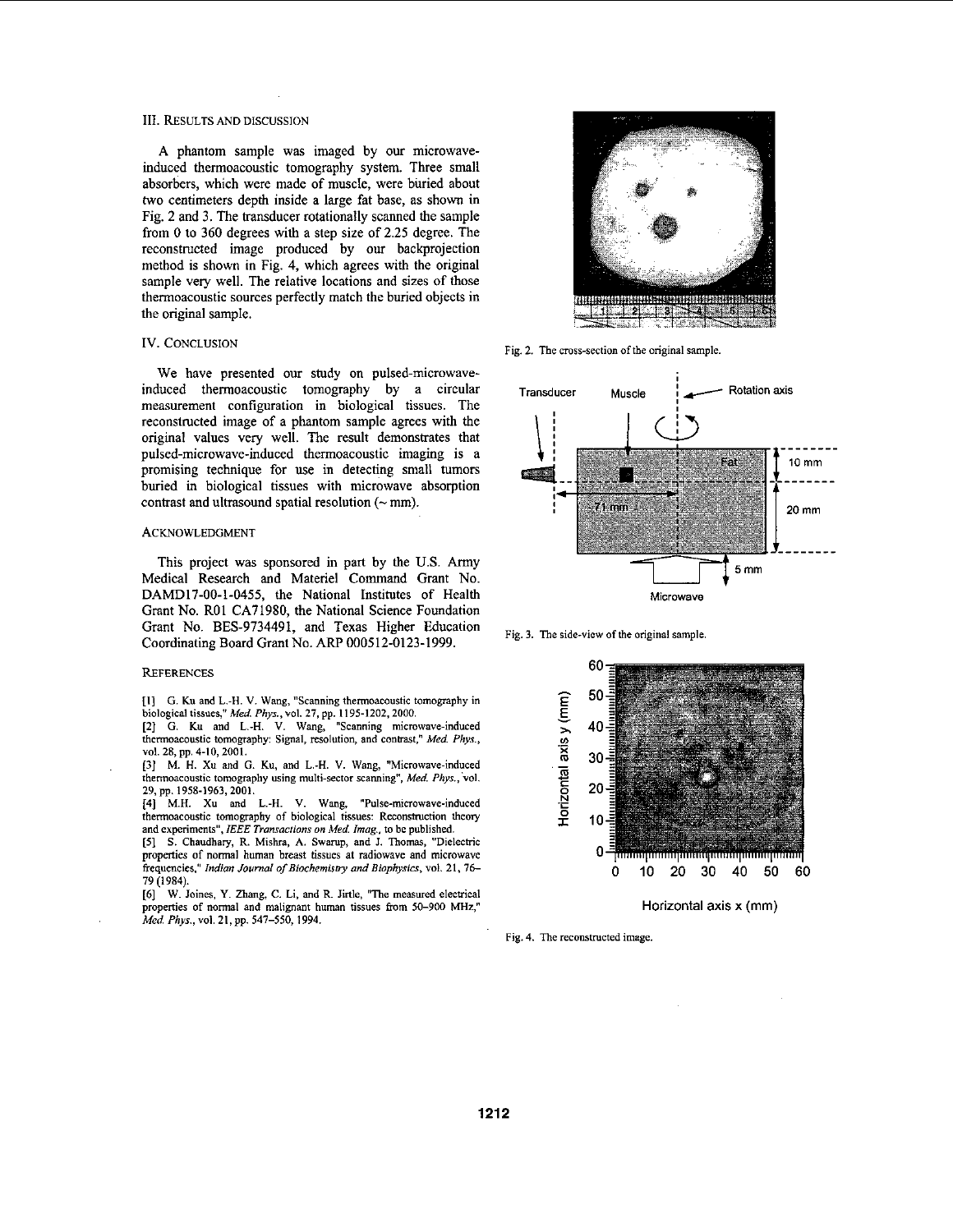## III. Results and Discussion

A phantom sample was imaged by our microwave-induced thermoacoustic tomography system. Three small absorbers, which were made of muscle, were buried about two centimeters depth inside a large fat base, as shown in Fig. 2 and 3. The transducer rotationally scanned the sample from 0 to 360 degrees with a step size of 2.25 degree. The reconstructed image produced by our backprojection method is shown in Fig. 4, which agrees with the original sample very well. The relative locations and sizes of those thermoacoustic sources perfectly match the buried objects in the original sample.

## IV. Conclusion

We have presented our study on pulsed-microwave-induced thermoacoustic tomography by a circular measurement configuration in biological tissues. The reconstructed image of a phantom sample agrees with the original values very well. The result demonstrates that pulsed-microwave-induced thermoacoustic imaging is a promising technique for use in detecting small tumors buried in biological tissues with microwave absorption contrast and ultrasound spatial resolution (~ mm).

## Acknowledgment

This project was sponsored in part by the U.S. Army Medical Research and Materiel Command Grant No. DAMD17-00-1-0455, the National Institutes of Health Grant No. R01 CA71980, the National Science Foundation Grant No. BES-9734491, and Texas Higher Education Coordinating Board Grant No. ARP 000512-0123-1999.

## References

[1] G. Ku and L.-H. V. Wang, "Scanning thermoacoustic tomography in biological tissues," *Med. Phys.*, vol. 27, pp. 1195-1202, 2000.

[2] G. Ku and L.-H. V. Wang, "Scanning microwave-induced thermoacoustic tomography: Signal, resolution, and contrast," *Med. Phys.*, vol. 28, pp. 4-10, 2001.

[3] M. H. Xu and G. Ku, and L.-H. V. Wang, "Microwave-induced thermoacoustic tomography using multi-sector scanning", *Med. Phys.*, vol. 29, pp. 1958-1963, 2001.

[4] M.H. Xu and L.-H. V. Wang, "Pulse-microwave-induced thermoacoustic tomography of biological tissues: Reconstruction theory and experiments", *IEEE Transactions on Med. Imag.*, to be published.

[5] S. Chaudhary, R. Mishra, A. Swarup, and J. Thomas, "Dielectric properties of normal human breast tissues at radiowave and microwave frequencies," *Indian Journal of Biochemistry and Biophysics*, vol. 21, 76-79 (1984).

[6] W. Joines, Y. Zhang, C. Li, and R. Jirtle, "The measured electrical properties of normal and malignant human tissues from 50-900 MHz," *Med. Phys.*, vol. 21, pp. 547-550, 1994.

1 2 3 4 5 6

Fig. 2. The cross-section of the original sample.

Transducer

Muscle

Rotation axis

Fat

10 mm

71 mm

20 mm

5 mm

Microwave

Fig. 3. The side-view of the original sample.

60

50

40

30

20

10

0

0 10 20 30 40 50 60

Horizontal axis y (mm)

Horizontal axis x (mm)

Fig. 4. The reconstructed image.